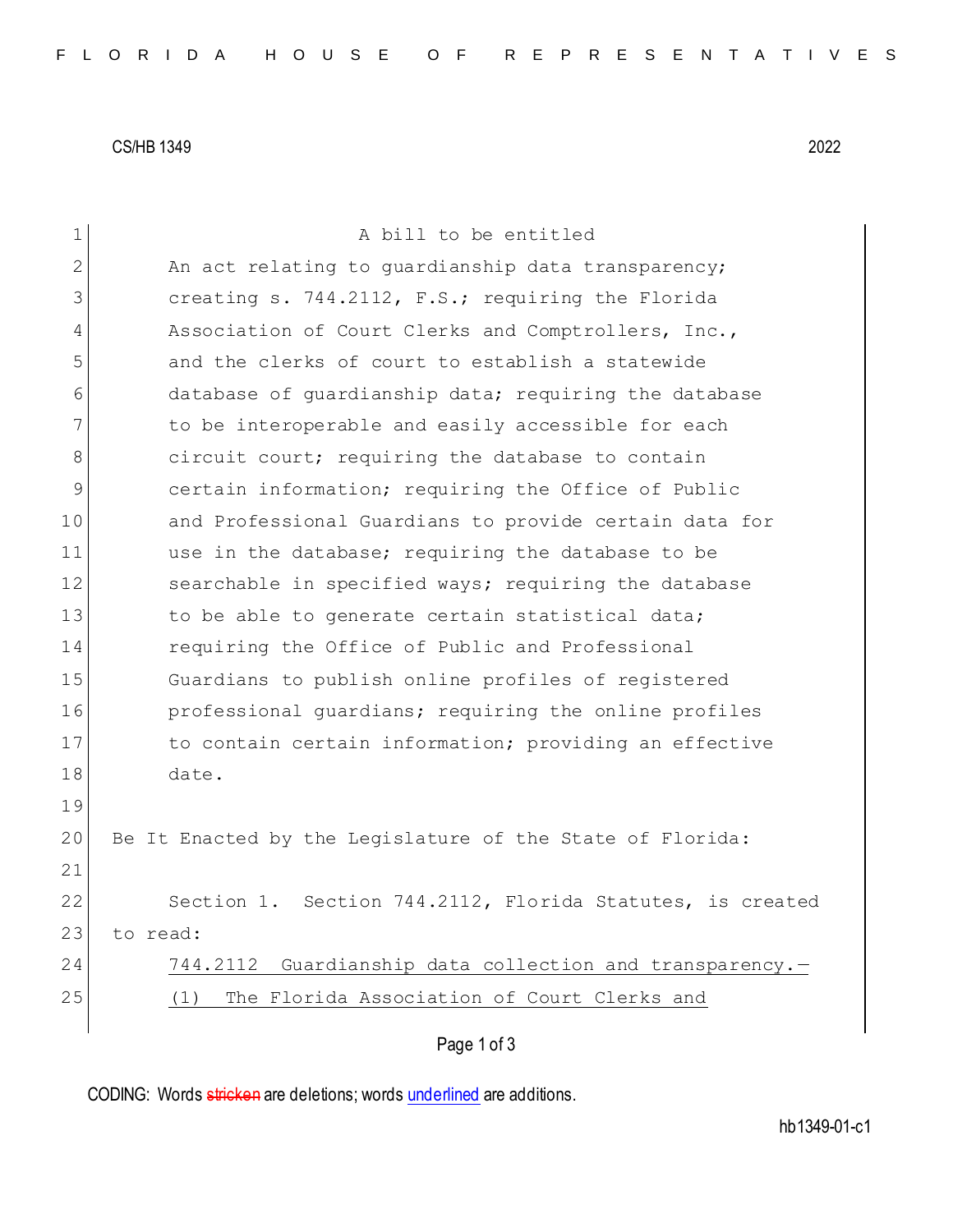CS/HB 1349 2022

A bill to be entitled

An act relating to guardianship data transparency; creating s. 744.2112, F.S.; requiring the Florida Association of Court Clerks and Comptrollers, Inc., and the clerks of court to establish a statewide database of guardianship data; requiring the database to be interoperable and easily accessible for each circuit court; requiring the database to contain certain information; requiring the Office of Public and Professional Guardians to provide certain data for use in the database; requiring the database to be searchable in specified ways; requiring the database to be able to generate certain statistical data; requiring the Office of Public and Professional Guardians to publish online profiles of registered professional guardians; requiring the online profiles to contain certain information; providing an effective date.

Be It Enacted by the Legislature of the State of Florida:

Section 1. Section 744.2112, Florida Statutes, is created to read:

744.2112 Guardianship data collection and transparency.—

(1) The Florida Association of Court Clerks and

CODING: Words ~~stricken~~ are deletions; words underlined are additions.

hb1349-01-c1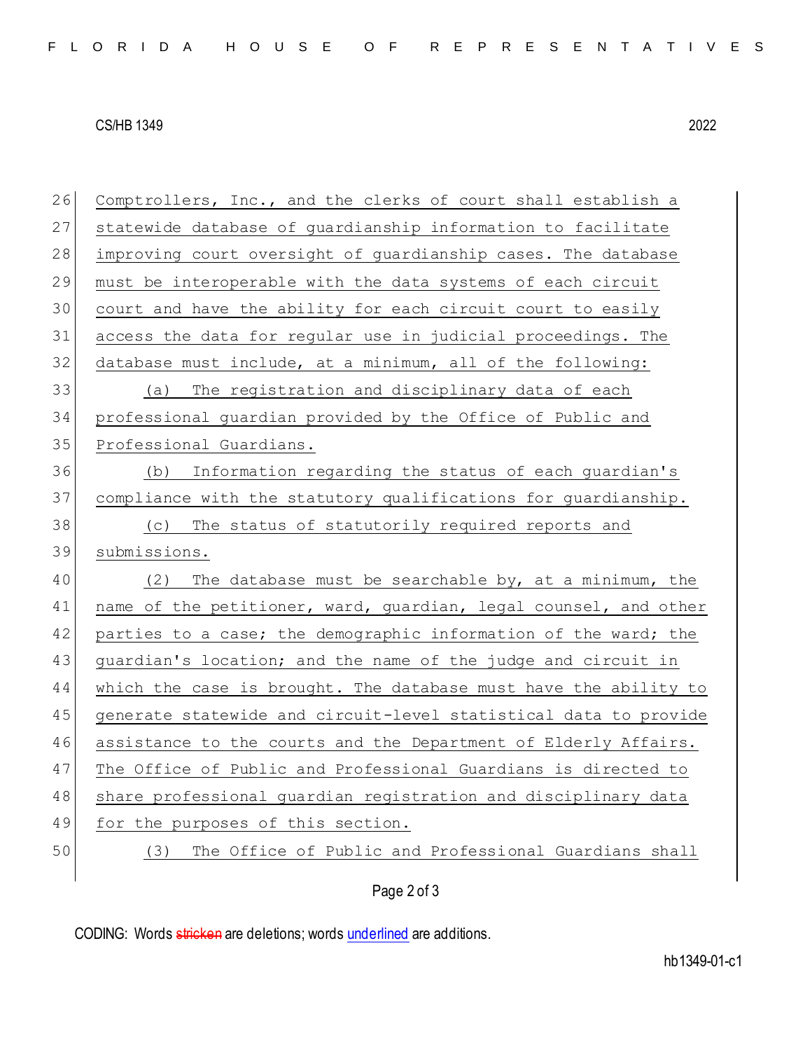Comptrollers, Inc., and the clerks of court shall establish a statewide database of guardianship information to facilitate improving court oversight of guardianship cases. The database must be interoperable with the data systems of each circuit court and have the ability for each circuit court to easily access the data for regular use in judicial proceedings. The database must include, at a minimum, all of the following:

(a) The registration and disciplinary data of each professional guardian provided by the Office of Public and Professional Guardians.

(b) Information regarding the status of each guardian's compliance with the statutory qualifications for guardianship.

(c) The status of statutorily required reports and submissions.

(2) The database must be searchable by, at a minimum, the name of the petitioner, ward, guardian, legal counsel, and other parties to a case; the demographic information of the ward; the guardian's location; and the name of the judge and circuit in which the case is brought. The database must have the ability to generate statewide and circuit-level statistical data to provide assistance to the courts and the Department of Elderly Affairs. The Office of Public and Professional Guardians is directed to share professional guardian registration and disciplinary data for the purposes of this section.

(3) The Office of Public and Professional Guardians shall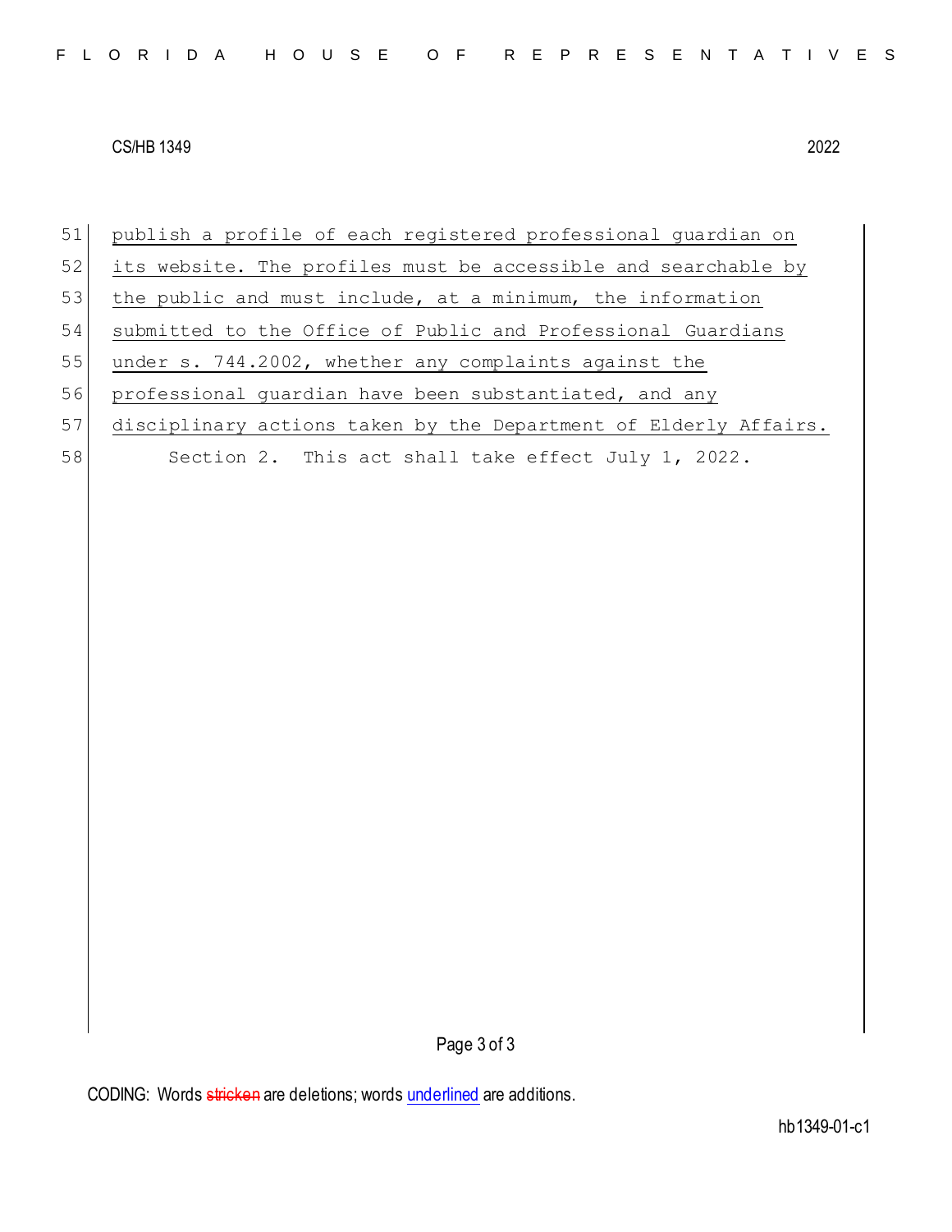51 publish a profile of each registered professional guardian on
52 its website. The profiles must be accessible and searchable by
53 the public and must include, at a minimum, the information
54 submitted to the Office of Public and Professional Guardians
55 under s. 744.2002, whether any complaints against the
56 professional guardian have been substantiated, and any
57 disciplinary actions taken by the Department of Elderly Affairs.
58 Section 2. This act shall take effect July 1, 2022.

CODING: Words stricken are deletions; words underlined are additions.